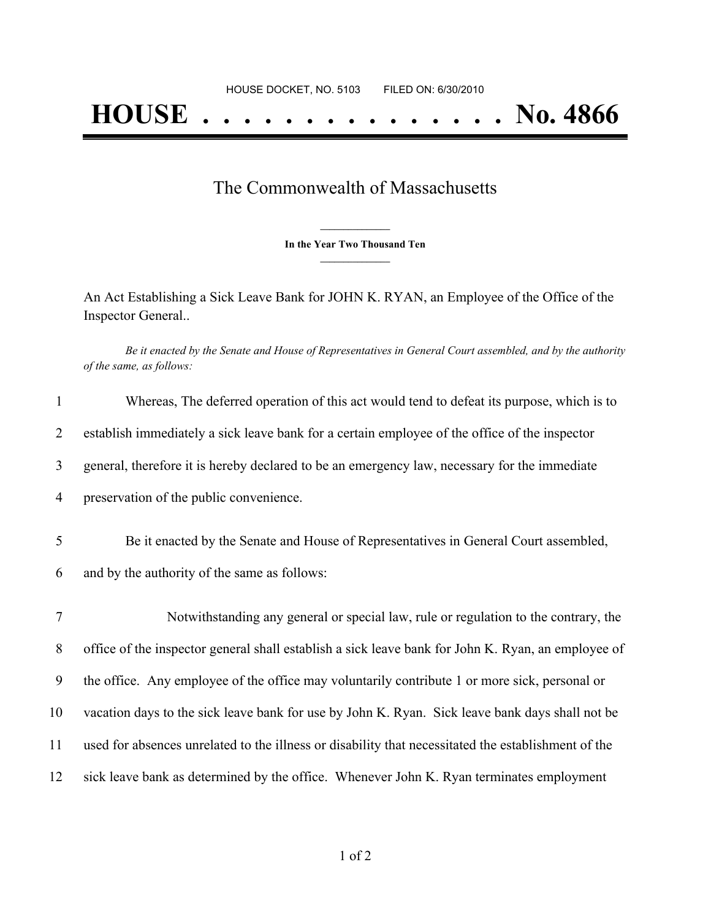HOUSE DOCKET, NO. 5103 FILED ON: 6/30/2010

# HOUSE . . . . . . . . . . . . . . . No. 4866

## The Commonwealth of Massachusetts

**In the Year Two Thousand Ten**

An Act Establishing a Sick Leave Bank for JOHN K. RYAN, an Employee of the Office of the Inspector General..

*Be it enacted by the Senate and House of Representatives in General Court assembled, and by the authority of the same, as follows:*

1 Whereas, The deferred operation of this act would tend to defeat its purpose, which is to
2 establish immediately a sick leave bank for a certain employee of the office of the inspector
3 general, therefore it is hereby declared to be an emergency law, necessary for the immediate
4 preservation of the public convenience.

5 Be it enacted by the Senate and House of Representatives in General Court assembled,
6 and by the authority of the same as follows:

7 Notwithstanding any general or special law, rule or regulation to the contrary, the
8 office of the inspector general shall establish a sick leave bank for John K. Ryan, an employee of
9 the office. Any employee of the office may voluntarily contribute 1 or more sick, personal or
10 vacation days to the sick leave bank for use by John K. Ryan. Sick leave bank days shall not be
11 used for absences unrelated to the illness or disability that necessitated the establishment of the
12 sick leave bank as determined by the office. Whenever John K. Ryan terminates employment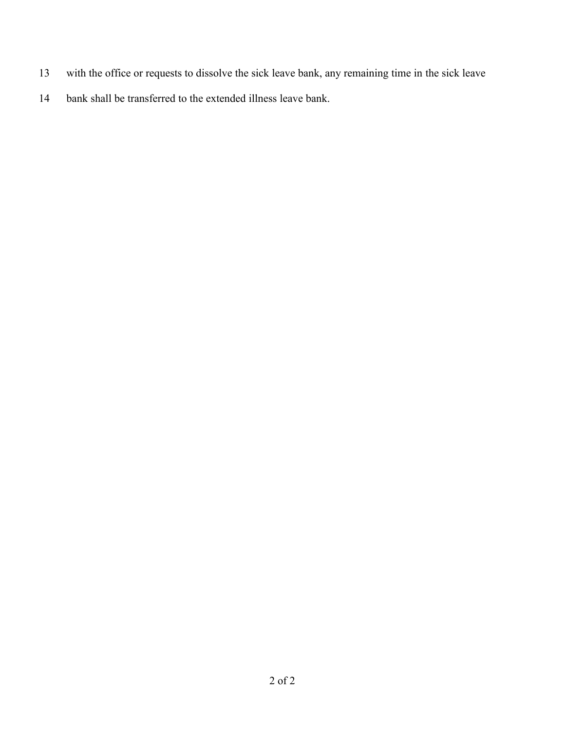13 with the office or requests to dissolve the sick leave bank, any remaining time in the sick leave

14 bank shall be transferred to the extended illness leave bank.